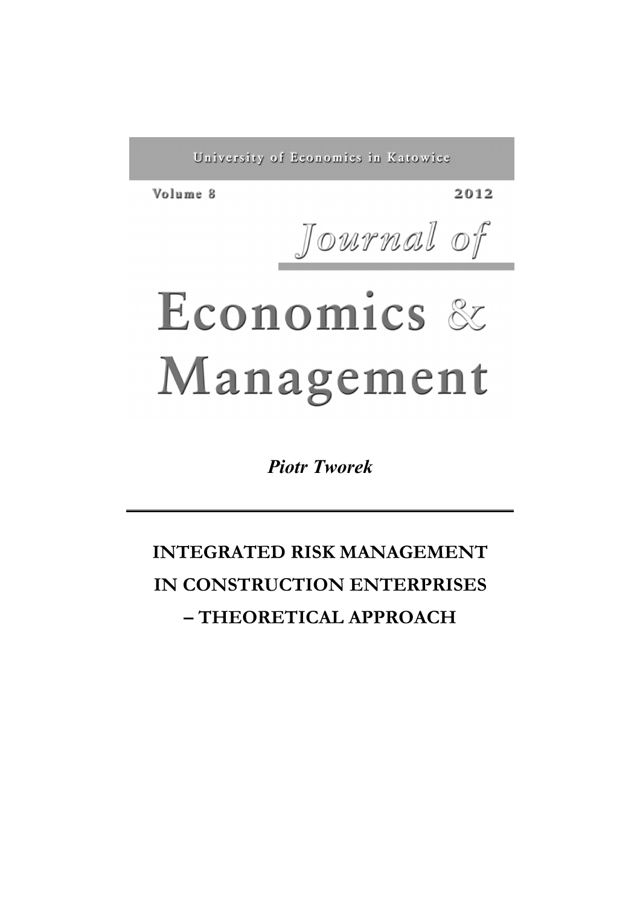University of Economics in Katowice

Volume 8 2012

Journal of

# Economics & Management

*Piotr Tworek*

---

## INTEGRATED RISK MANAGEMENT IN CONSTRUCTION ENTERPRISES – THEORETICAL APPROACH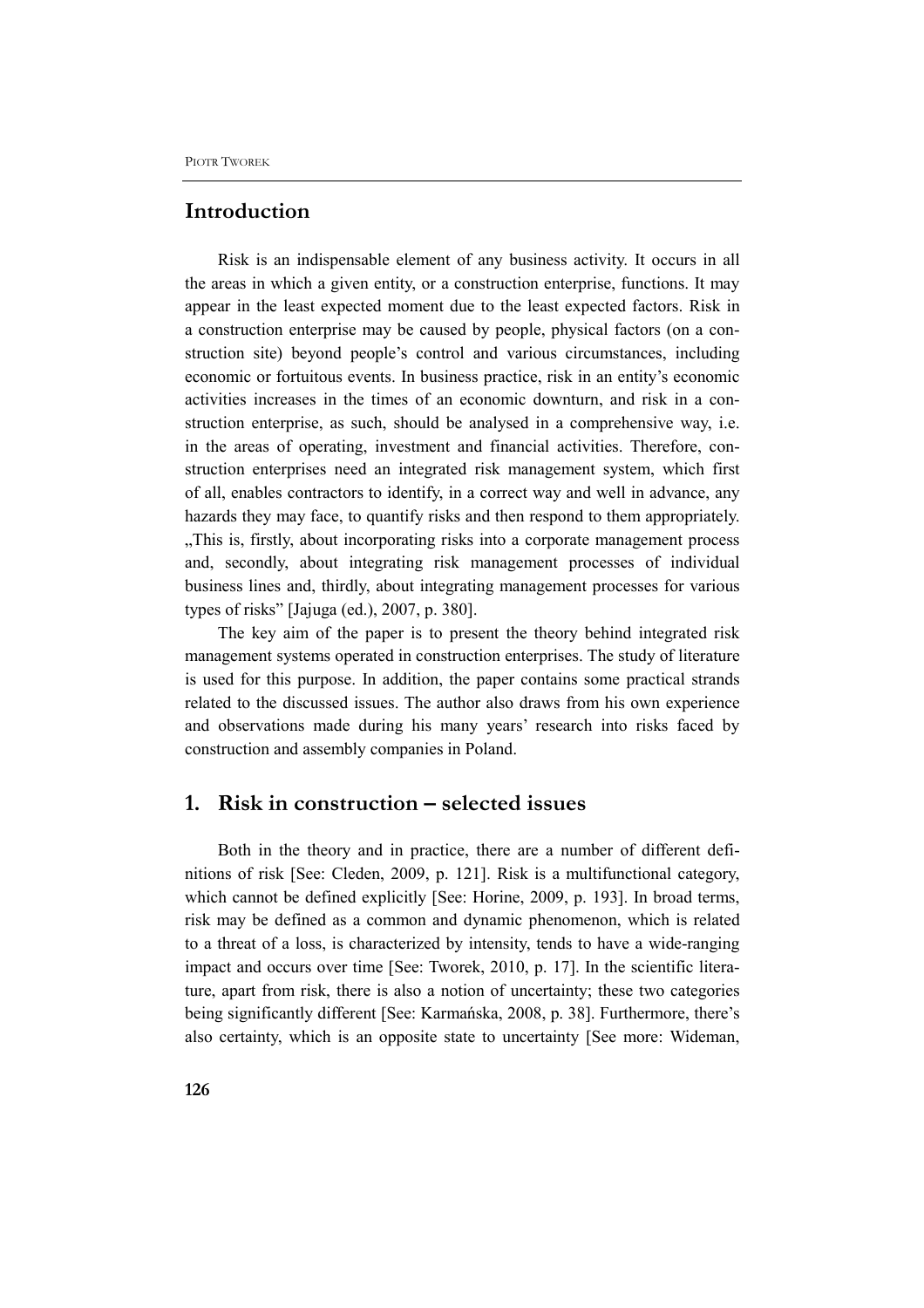## Introduction

Risk is an indispensable element of any business activity. It occurs in all the areas in which a given entity, or a construction enterprise, functions. It may appear in the least expected moment due to the least expected factors. Risk in a construction enterprise may be caused by people, physical factors (on a construction site) beyond people's control and various circumstances, including economic or fortuitous events. In business practice, risk in an entity's economic activities increases in the times of an economic downturn, and risk in a construction enterprise, as such, should be analysed in a comprehensive way, i.e. in the areas of operating, investment and financial activities. Therefore, construction enterprises need an integrated risk management system, which first of all, enables contractors to identify, in a correct way and well in advance, any hazards they may face, to quantify risks and then respond to them appropriately. „This is, firstly, about incorporating risks into a corporate management process and, secondly, about integrating risk management processes of individual business lines and, thirdly, about integrating management processes for various types of risks" [Jajuga (ed.), 2007, p. 380].

The key aim of the paper is to present the theory behind integrated risk management systems operated in construction enterprises. The study of literature is used for this purpose. In addition, the paper contains some practical strands related to the discussed issues. The author also draws from his own experience and observations made during his many years' research into risks faced by construction and assembly companies in Poland.

## 1. Risk in construction – selected issues

Both in the theory and in practice, there are a number of different definitions of risk [See: Cleden, 2009, p. 121]. Risk is a multifunctional category, which cannot be defined explicitly [See: Horine, 2009, p. 193]. In broad terms, risk may be defined as a common and dynamic phenomenon, which is related to a threat of a loss, is characterized by intensity, tends to have a wide-ranging impact and occurs over time [See: Tworek, 2010, p. 17]. In the scientific literature, apart from risk, there is also a notion of uncertainty; these two categories being significantly different [See: Karmańska, 2008, p. 38]. Furthermore, there's also certainty, which is an opposite state to uncertainty [See more: Wideman,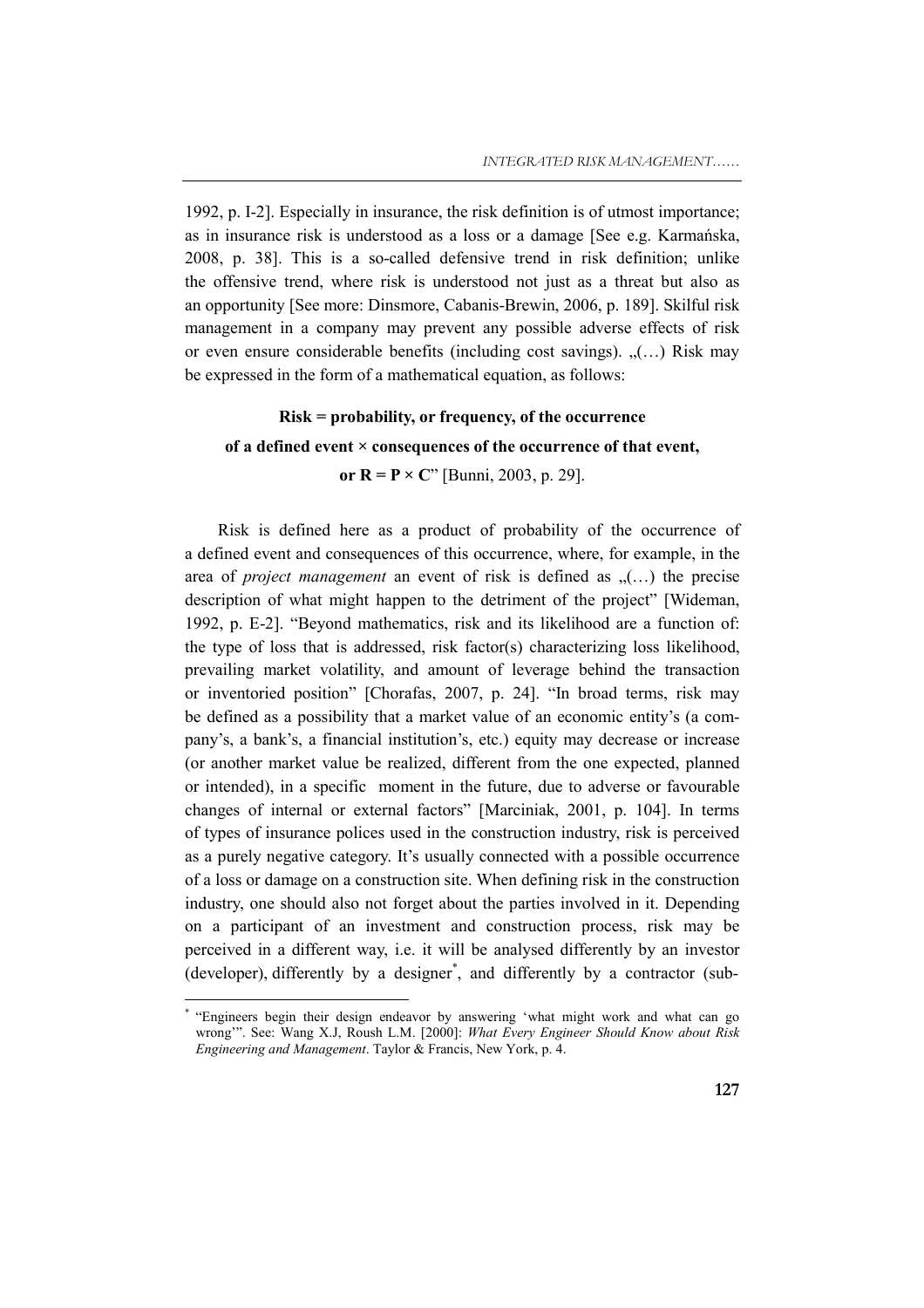1992, p. I-2]. Especially in insurance, the risk definition is of utmost importance; as in insurance risk is understood as a loss or a damage [See e.g. Karmańska, 2008, p. 38]. This is a so-called defensive trend in risk definition; unlike the offensive trend, where risk is understood not just as a threat but also as an opportunity [See more: Dinsmore, Cabanis-Brewin, 2006, p. 189]. Skilful risk management in a company may prevent any possible adverse effects of risk or even ensure considerable benefits (including cost savings). „(…) Risk may be expressed in the form of a mathematical equation, as follows:

**Risk = probability, or frequency, of the occurrence of a defined event × consequences of the occurrence of that event, or $R = P \times C$**" [Bunni, 2003, p. 29].

Risk is defined here as a product of probability of the occurrence of a defined event and consequences of this occurrence, where, for example, in the area of *project management* an event of risk is defined as „(…) the precise description of what might happen to the detriment of the project" [Wideman, 1992, p. E-2]. "Beyond mathematics, risk and its likelihood are a function of: the type of loss that is addressed, risk factor(s) characterizing loss likelihood, prevailing market volatility, and amount of leverage behind the transaction or inventoried position" [Chorafas, 2007, p. 24]. "In broad terms, risk may be defined as a possibility that a market value of an economic entity's (a company's, a bank's, a financial institution's, etc.) equity may decrease or increase (or another market value be realized, different from the one expected, planned or intended), in a specific moment in the future, due to adverse or favourable changes of internal or external factors" [Marciniak, 2001, p. 104]. In terms of types of insurance polices used in the construction industry, risk is perceived as a purely negative category. It's usually connected with a possible occurrence of a loss or damage on a construction site. When defining risk in the construction industry, one should also not forget about the parties involved in it. Depending on a participant of an investment and construction process, risk may be perceived in a different way, i.e. it will be analysed differently by an investor (developer), differently by a designer[*], and differently by a contractor (sub-

[*] "Engineers begin their design endeavor by answering 'what might work and what can go wrong'". See: Wang X.J, Roush L.M. [2000]: *What Every Engineer Should Know about Risk Engineering and Management*. Taylor & Francis, New York, p. 4.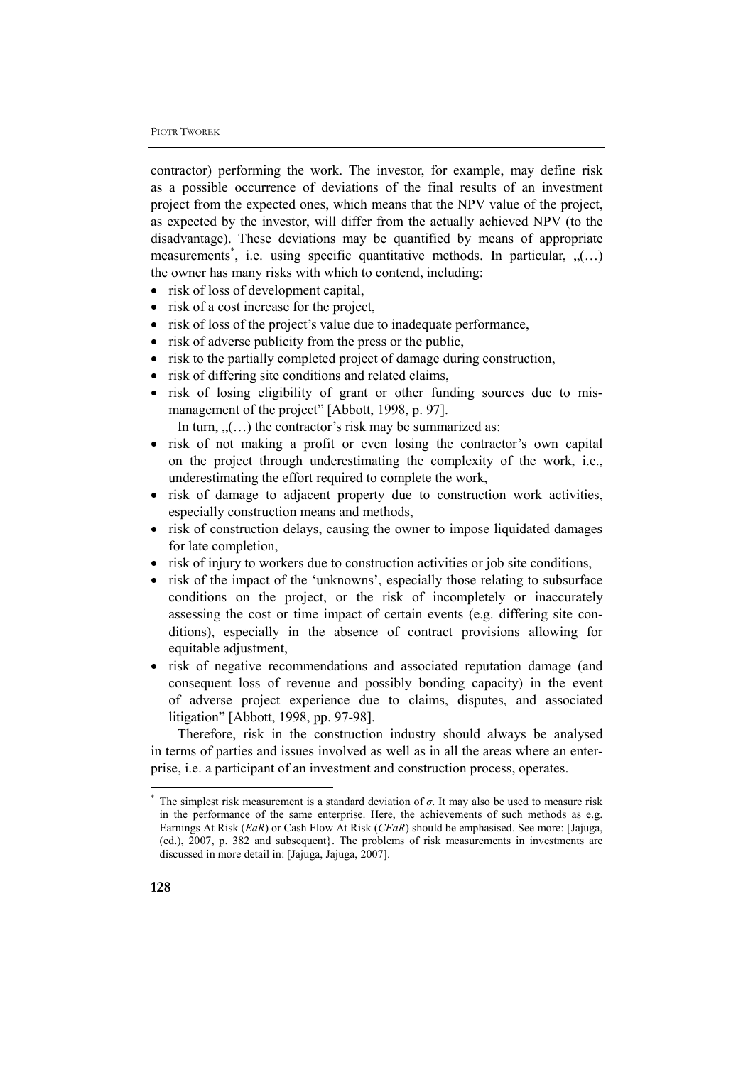contractor) performing the work. The investor, for example, may define risk as a possible occurrence of deviations of the final results of an investment project from the expected ones, which means that the NPV value of the project, as expected by the investor, will differ from the actually achieved NPV (to the disadvantage). These deviations may be quantified by means of appropriate measurements*, i.e. using specific quantitative methods. In particular, „(…) the owner has many risks with which to contend, including:

- risk of loss of development capital,
- risk of a cost increase for the project,
- risk of loss of the project's value due to inadequate performance,
- risk of adverse publicity from the press or the public,
- risk to the partially completed project of damage during construction,
- risk of differing site conditions and related claims,
- risk of losing eligibility of grant or other funding sources due to mismanagement of the project" [Abbott, 1998, p. 97].

In turn, „(…) the contractor's risk may be summarized as:

- risk of not making a profit or even losing the contractor's own capital on the project through underestimating the complexity of the work, i.e., underestimating the effort required to complete the work,
- risk of damage to adjacent property due to construction work activities, especially construction means and methods,
- risk of construction delays, causing the owner to impose liquidated damages for late completion,
- risk of injury to workers due to construction activities or job site conditions,
- risk of the impact of the 'unknowns', especially those relating to subsurface conditions on the project, or the risk of incompletely or inaccurately assessing the cost or time impact of certain events (e.g. differing site conditions), especially in the absence of contract provisions allowing for equitable adjustment,
- risk of negative recommendations and associated reputation damage (and consequent loss of revenue and possibly bonding capacity) in the event of adverse project experience due to claims, disputes, and associated litigation" [Abbott, 1998, pp. 97-98].

Therefore, risk in the construction industry should always be analysed in terms of parties and issues involved as well as in all the areas where an enterprise, i.e. a participant of an investment and construction process, operates.

---

* The simplest risk measurement is a standard deviation of $\sigma$. It may also be used to measure risk in the performance of the same enterprise. Here, the achievements of such methods as e.g. Earnings At Risk (*EaR*) or Cash Flow At Risk (*CFaR*) should be emphasised. See more: [Jajuga, (ed.), 2007, p. 382 and subsequent}. The problems of risk measurements in investments are discussed in more detail in: [Jajuga, Jajuga, 2007].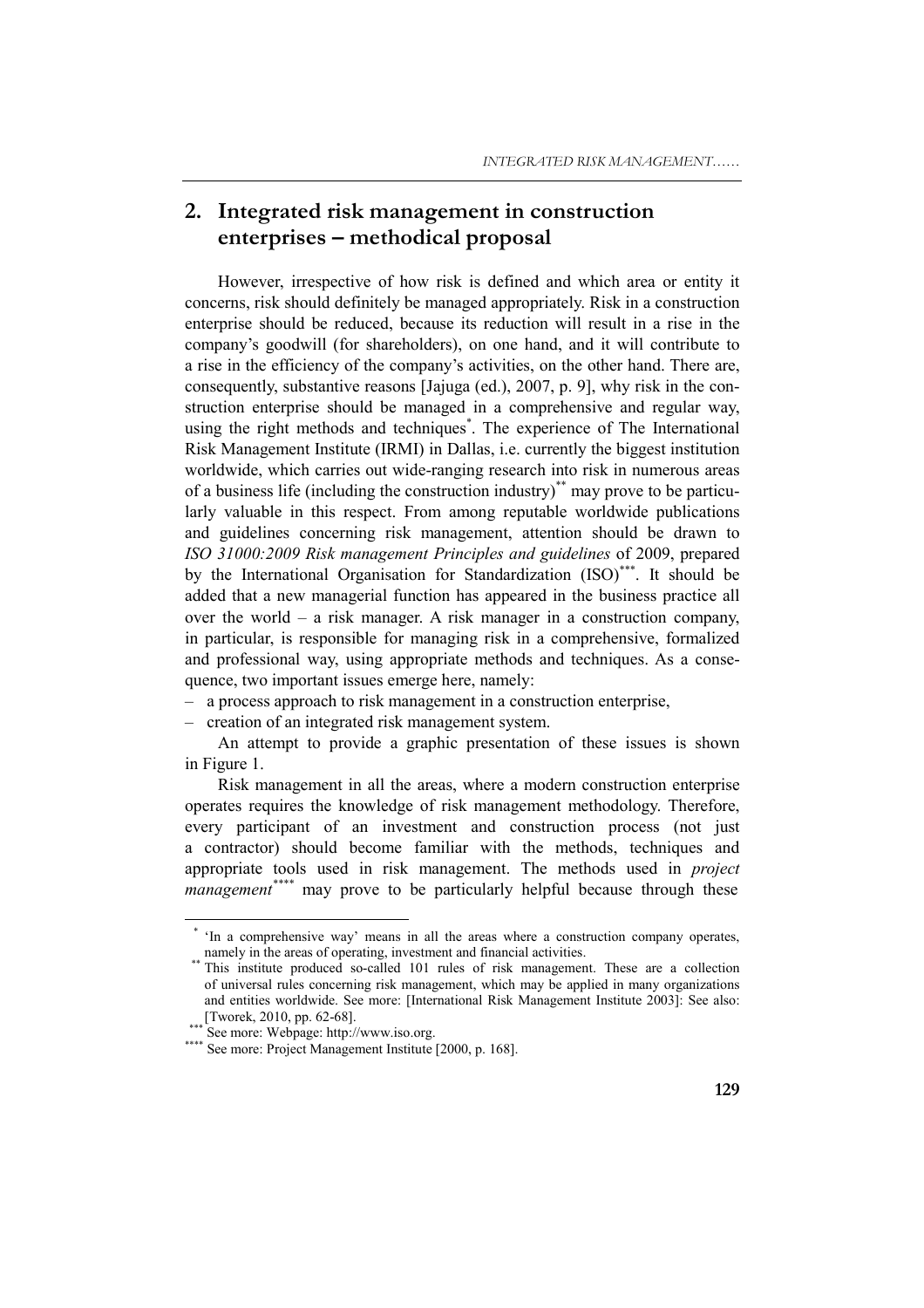## 2. Integrated risk management in construction enterprises – methodical proposal

However, irrespective of how risk is defined and which area or entity it concerns, risk should definitely be managed appropriately. Risk in a construction enterprise should be reduced, because its reduction will result in a rise in the company's goodwill (for shareholders), on one hand, and it will contribute to a rise in the efficiency of the company's activities, on the other hand. There are, consequently, substantive reasons [Jajuga (ed.), 2007, p. 9], why risk in the construction enterprise should be managed in a comprehensive and regular way, using the right methods and techniques[*]. The experience of The International Risk Management Institute (IRMI) in Dallas, i.e. currently the biggest institution worldwide, which carries out wide-ranging research into risk in numerous areas of a business life (including the construction industry)[**] may prove to be particularly valuable in this respect. From among reputable worldwide publications and guidelines concerning risk management, attention should be drawn to *ISO 31000:2009 Risk management Principles and guidelines* of 2009, prepared by the International Organisation for Standardization (ISO)[***]. It should be added that a new managerial function has appeared in the business practice all over the world – a risk manager. A risk manager in a construction company, in particular, is responsible for managing risk in a comprehensive, formalized and professional way, using appropriate methods and techniques. As a consequence, two important issues emerge here, namely:

- a process approach to risk management in a construction enterprise,
- creation of an integrated risk management system.

An attempt to provide a graphic presentation of these issues is shown in Figure 1.

Risk management in all the areas, where a modern construction enterprise operates requires the knowledge of risk management methodology. Therefore, every participant of an investment and construction process (not just a contractor) should become familiar with the methods, techniques and appropriate tools used in risk management. The methods used in *project management*[****] may prove to be particularly helpful because through these

---

[*] 'In a comprehensive way' means in all the areas where a construction company operates, namely in the areas of operating, investment and financial activities.

[**] This institute produced so-called 101 rules of risk management. These are a collection of universal rules concerning risk management, which may be applied in many organizations and entities worldwide. See more: [International Risk Management Institute 2003]: See also: [Tworek, 2010, pp. 62-68].

[***] See more: Webpage: http://www.iso.org.

[****] See more: Project Management Institute [2000, p. 168].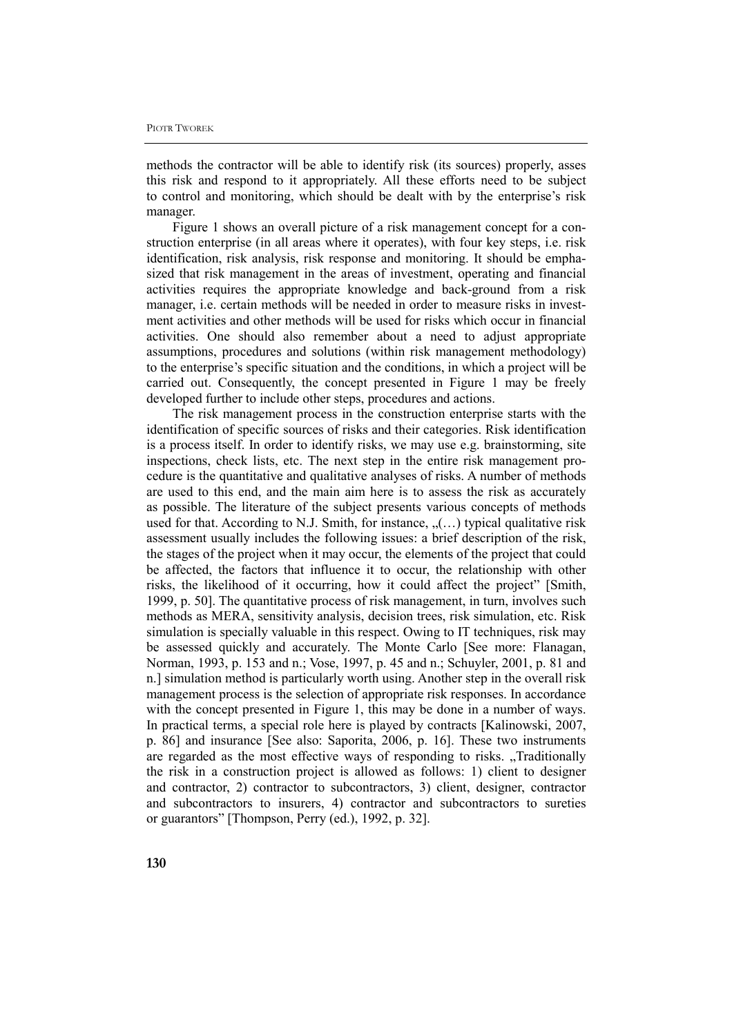methods the contractor will be able to identify risk (its sources) properly, asses this risk and respond to it appropriately. All these efforts need to be subject to control and monitoring, which should be dealt with by the enterprise's risk manager.

Figure 1 shows an overall picture of a risk management concept for a construction enterprise (in all areas where it operates), with four key steps, i.e. risk identification, risk analysis, risk response and monitoring. It should be emphasized that risk management in the areas of investment, operating and financial activities requires the appropriate knowledge and back-ground from a risk manager, i.e. certain methods will be needed in order to measure risks in investment activities and other methods will be used for risks which occur in financial activities. One should also remember about a need to adjust appropriate assumptions, procedures and solutions (within risk management methodology) to the enterprise's specific situation and the conditions, in which a project will be carried out. Consequently, the concept presented in Figure 1 may be freely developed further to include other steps, procedures and actions.

The risk management process in the construction enterprise starts with the identification of specific sources of risks and their categories. Risk identification is a process itself. In order to identify risks, we may use e.g. brainstorming, site inspections, check lists, etc. The next step in the entire risk management procedure is the quantitative and qualitative analyses of risks. A number of methods are used to this end, and the main aim here is to assess the risk as accurately as possible. The literature of the subject presents various concepts of methods used for that. According to N.J. Smith, for instance, „(…) typical qualitative risk assessment usually includes the following issues: a brief description of the risk, the stages of the project when it may occur, the elements of the project that could be affected, the factors that influence it to occur, the relationship with other risks, the likelihood of it occurring, how it could affect the project" [Smith, 1999, p. 50]. The quantitative process of risk management, in turn, involves such methods as MERA, sensitivity analysis, decision trees, risk simulation, etc. Risk simulation is specially valuable in this respect. Owing to IT techniques, risk may be assessed quickly and accurately. The Monte Carlo [See more: Flanagan, Norman, 1993, p. 153 and n.; Vose, 1997, p. 45 and n.; Schuyler, 2001, p. 81 and n.] simulation method is particularly worth using. Another step in the overall risk management process is the selection of appropriate risk responses. In accordance with the concept presented in Figure 1, this may be done in a number of ways. In practical terms, a special role here is played by contracts [Kalinowski, 2007, p. 86] and insurance [See also: Saporita, 2006, p. 16]. These two instruments are regarded as the most effective ways of responding to risks. „Traditionally the risk in a construction project is allowed as follows: 1) client to designer and contractor, 2) contractor to subcontractors, 3) client, designer, contractor and subcontractors to insurers, 4) contractor and subcontractors to sureties or guarantors" [Thompson, Perry (ed.), 1992, p. 32].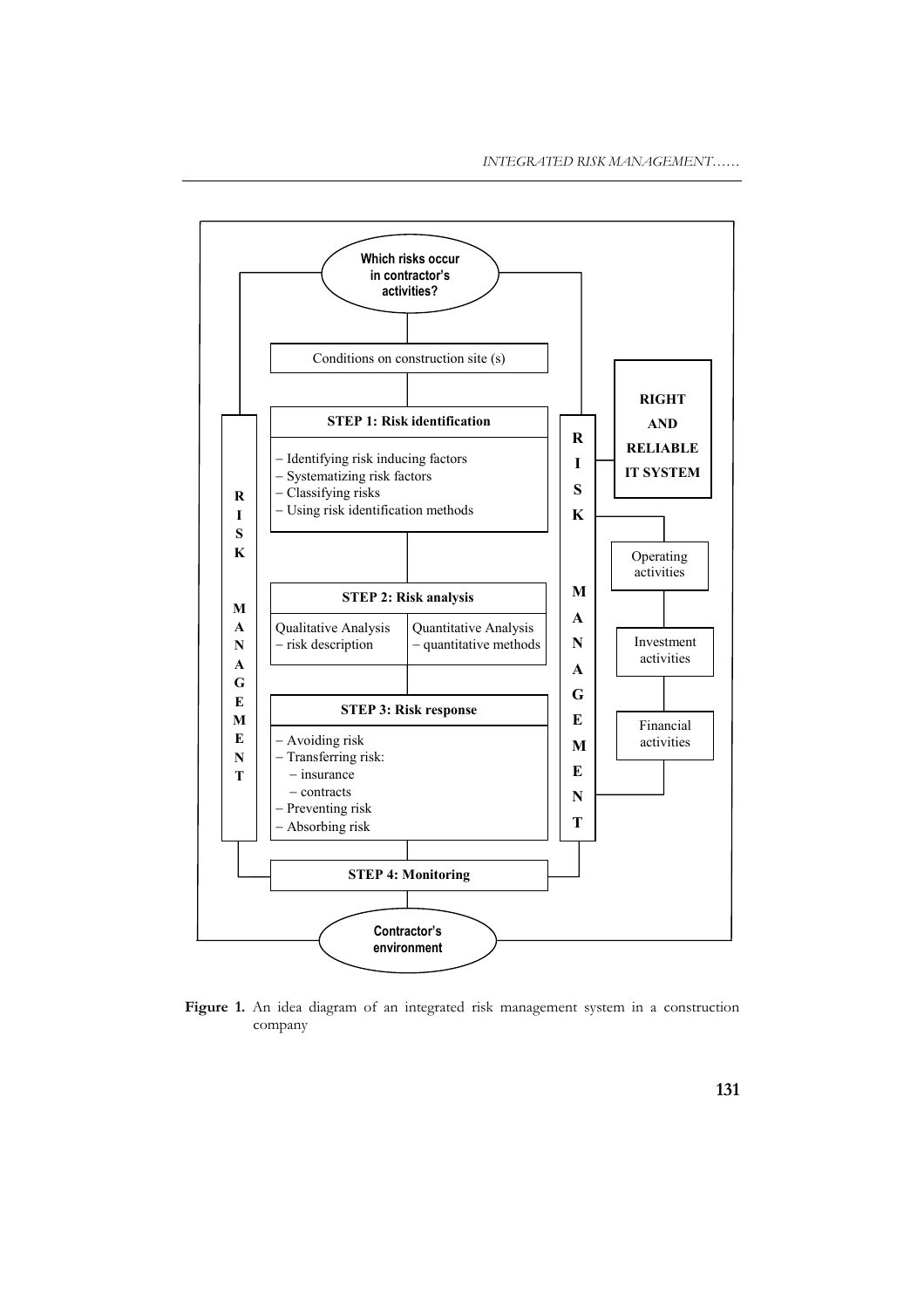Which risks occur in contractor's activities?

Conditions on construction site (s)

**STEP 1: Risk identification**

- Identifying risk inducing factors
- Systematizing risk factors
- Classifying risks
- Using risk identification methods

**STEP 2: Risk analysis**

| Qualitative Analysis | Quantitative Analysis |
| --- | --- |
| – risk description | – quantitative methods |

**STEP 3: Risk response**

- Avoiding risk
- Transferring risk:
  - insurance
  - contracts
- Preventing risk
- Absorbing risk

**STEP 4: Monitoring**

Contractor's environment

RISK MANAGEMENT

RISK MANAGEMENT

**RIGHT AND RELIABLE IT SYSTEM**

Operating activities

Investment activities

Financial activities

**Figure 1.** An idea diagram of an integrated risk management system in a construction company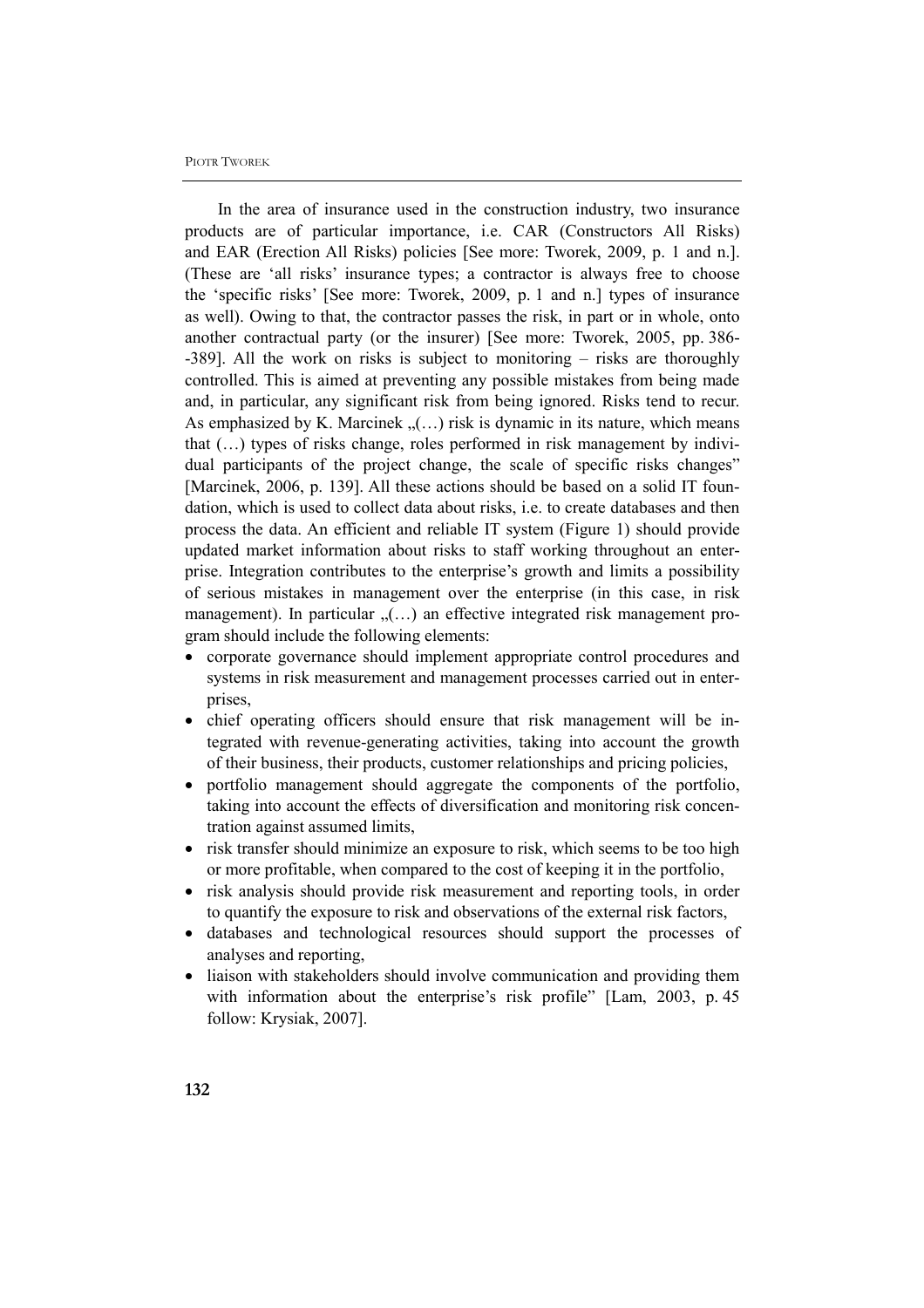In the area of insurance used in the construction industry, two insurance products are of particular importance, i.e. CAR (Constructors All Risks) and EAR (Erection All Risks) policies [See more: Tworek, 2009, p. 1 and n.]. (These are 'all risks' insurance types; a contractor is always free to choose the 'specific risks' [See more: Tworek, 2009, p. 1 and n.] types of insurance as well). Owing to that, the contractor passes the risk, in part or in whole, onto another contractual party (or the insurer) [See more: Tworek, 2005, pp. 386--389]. All the work on risks is subject to monitoring – risks are thoroughly controlled. This is aimed at preventing any possible mistakes from being made and, in particular, any significant risk from being ignored. Risks tend to recur. As emphasized by K. Marcinek „(…) risk is dynamic in its nature, which means that (…) types of risks change, roles performed in risk management by individual participants of the project change, the scale of specific risks changes" [Marcinek, 2006, p. 139]. All these actions should be based on a solid IT foundation, which is used to collect data about risks, i.e. to create databases and then process the data. An efficient and reliable IT system (Figure 1) should provide updated market information about risks to staff working throughout an enterprise. Integration contributes to the enterprise's growth and limits a possibility of serious mistakes in management over the enterprise (in this case, in risk management). In particular „(…) an effective integrated risk management program should include the following elements:

- corporate governance should implement appropriate control procedures and systems in risk measurement and management processes carried out in enterprises,
- chief operating officers should ensure that risk management will be integrated with revenue-generating activities, taking into account the growth of their business, their products, customer relationships and pricing policies,
- portfolio management should aggregate the components of the portfolio, taking into account the effects of diversification and monitoring risk concentration against assumed limits,
- risk transfer should minimize an exposure to risk, which seems to be too high or more profitable, when compared to the cost of keeping it in the portfolio,
- risk analysis should provide risk measurement and reporting tools, in order to quantify the exposure to risk and observations of the external risk factors,
- databases and technological resources should support the processes of analyses and reporting,
- liaison with stakeholders should involve communication and providing them with information about the enterprise's risk profile" [Lam, 2003, p. 45 follow: Krysiak, 2007].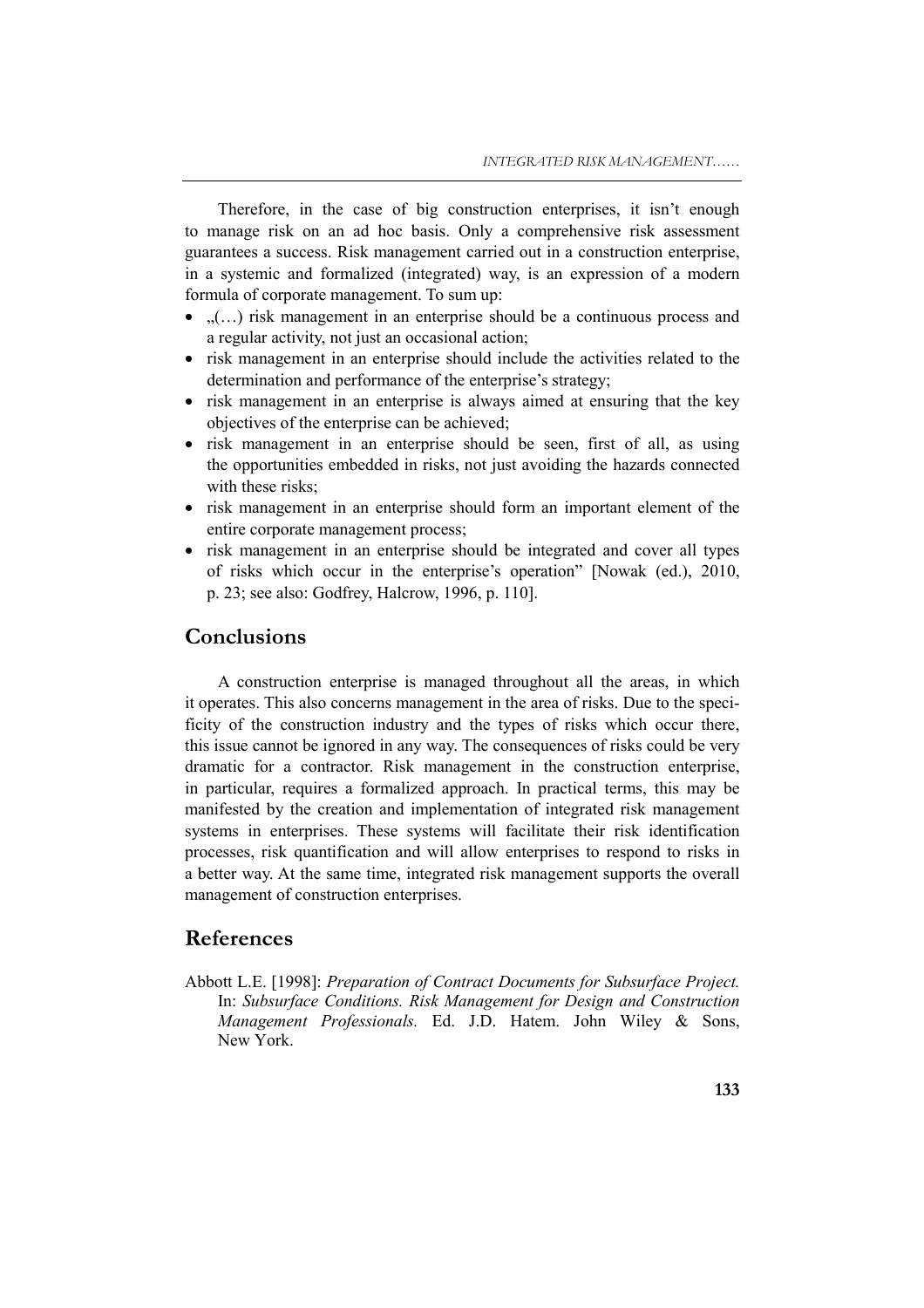Therefore, in the case of big construction enterprises, it isn't enough to manage risk on an ad hoc basis. Only a comprehensive risk assessment guarantees a success. Risk management carried out in a construction enterprise, in a systemic and formalized (integrated) way, is an expression of a modern formula of corporate management. To sum up:

- „(…) risk management in an enterprise should be a continuous process and a regular activity, not just an occasional action;
- risk management in an enterprise should include the activities related to the determination and performance of the enterprise's strategy;
- risk management in an enterprise is always aimed at ensuring that the key objectives of the enterprise can be achieved;
- risk management in an enterprise should be seen, first of all, as using the opportunities embedded in risks, not just avoiding the hazards connected with these risks;
- risk management in an enterprise should form an important element of the entire corporate management process;
- risk management in an enterprise should be integrated and cover all types of risks which occur in the enterprise's operation" [Nowak (ed.), 2010, p. 23; see also: Godfrey, Halcrow, 1996, p. 110].

## Conclusions

A construction enterprise is managed throughout all the areas, in which it operates. This also concerns management in the area of risks. Due to the specificity of the construction industry and the types of risks which occur there, this issue cannot be ignored in any way. The consequences of risks could be very dramatic for a contractor. Risk management in the construction enterprise, in particular, requires a formalized approach. In practical terms, this may be manifested by the creation and implementation of integrated risk management systems in enterprises. These systems will facilitate their risk identification processes, risk quantification and will allow enterprises to respond to risks in a better way. At the same time, integrated risk management supports the overall management of construction enterprises.

## References

Abbott L.E. [1998]: *Preparation of Contract Documents for Subsurface Project.* In: *Subsurface Conditions. Risk Management for Design and Construction Management Professionals.* Ed. J.D. Hatem. John Wiley & Sons, New York.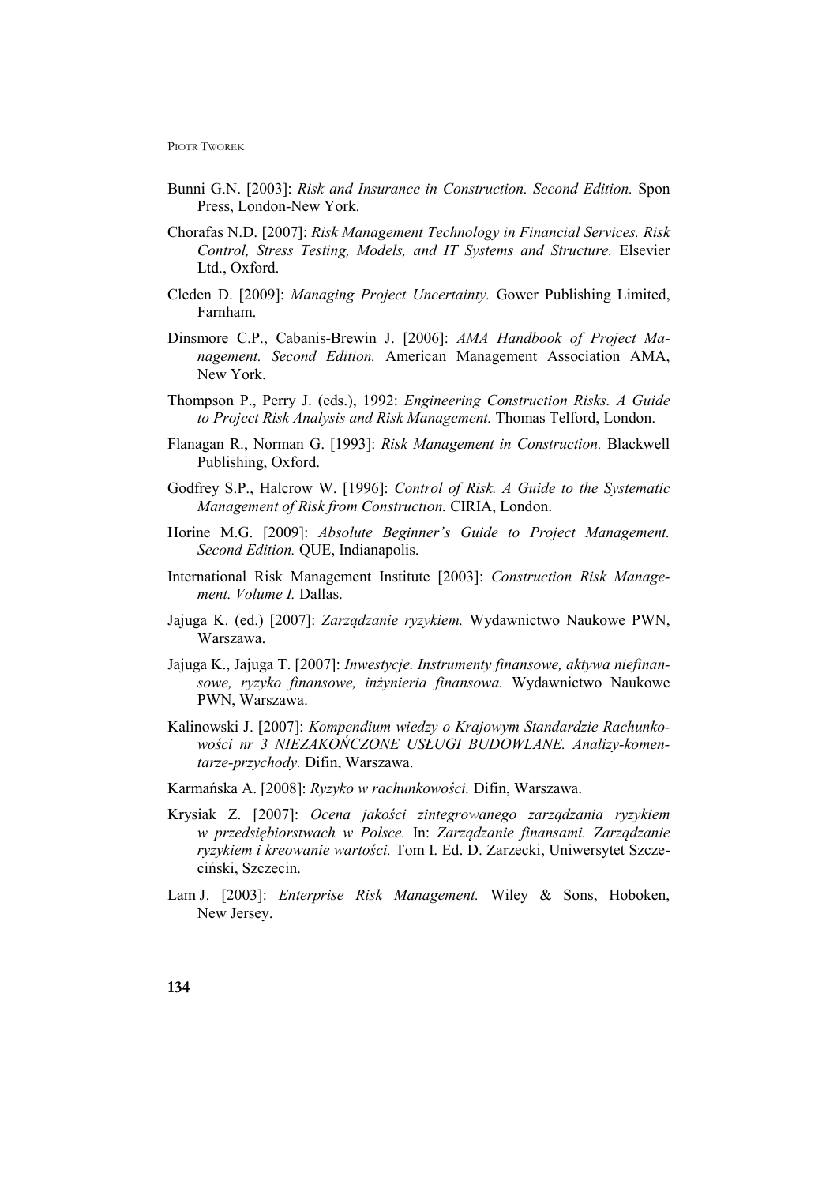Bunni G.N. [2003]: *Risk and Insurance in Construction. Second Edition.* Spon Press, London-New York.

Chorafas N.D. [2007]: *Risk Management Technology in Financial Services. Risk Control, Stress Testing, Models, and IT Systems and Structure.* Elsevier Ltd., Oxford.

Cleden D. [2009]: *Managing Project Uncertainty.* Gower Publishing Limited, Farnham.

Dinsmore C.P., Cabanis-Brewin J. [2006]: *AMA Handbook of Project Management. Second Edition.* American Management Association AMA, New York.

Thompson P., Perry J. (eds.), 1992: *Engineering Construction Risks. A Guide to Project Risk Analysis and Risk Management.* Thomas Telford, London.

Flanagan R., Norman G. [1993]: *Risk Management in Construction.* Blackwell Publishing, Oxford.

Godfrey S.P., Halcrow W. [1996]: *Control of Risk. A Guide to the Systematic Management of Risk from Construction.* CIRIA, London.

Horine M.G. [2009]: *Absolute Beginner's Guide to Project Management. Second Edition.* QUE, Indianapolis.

International Risk Management Institute [2003]: *Construction Risk Management. Volume I.* Dallas.

Jajuga K. (ed.) [2007]: *Zarządzanie ryzykiem.* Wydawnictwo Naukowe PWN, Warszawa.

Jajuga K., Jajuga T. [2007]: *Inwestycje. Instrumenty finansowe, aktywa niefinansowe, ryzyko finansowe, inżynieria finansowa.* Wydawnictwo Naukowe PWN, Warszawa.

Kalinowski J. [2007]: *Kompendium wiedzy o Krajowym Standardzie Rachunkowości nr 3 NIEZAKOŃCZONE USŁUGI BUDOWLANE. Analizy-komentarze-przychody.* Difin, Warszawa.

Karmańska A. [2008]: *Ryzyko w rachunkowości.* Difin, Warszawa.

Krysiak Z. [2007]: *Ocena jakości zintegrowanego zarządzania ryzykiem w przedsiębiorstwach w Polsce.* In: *Zarządzanie finansami. Zarządzanie ryzykiem i kreowanie wartości.* Tom I. Ed. D. Zarzecki, Uniwersytet Szczeciński, Szczecin.

Lam J. [2003]: *Enterprise Risk Management.* Wiley & Sons, Hoboken, New Jersey.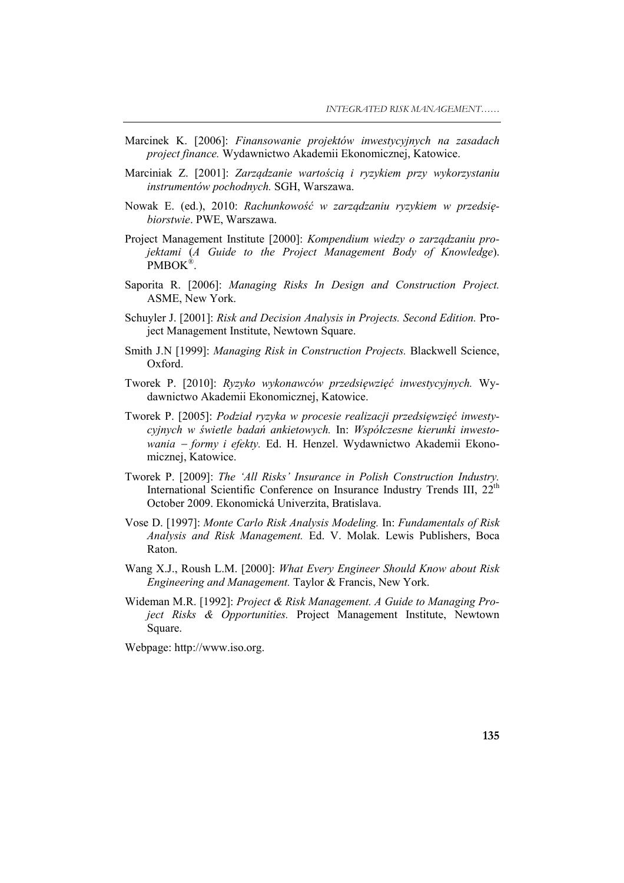Marcinek K. [2006]: *Finansowanie projektów inwestycyjnych na zasadach project finance.* Wydawnictwo Akademii Ekonomicznej, Katowice.

Marciniak Z. [2001]: *Zarządzanie wartością i ryzykiem przy wykorzystaniu instrumentów pochodnych.* SGH, Warszawa.

Nowak E. (ed.), 2010: *Rachunkowość w zarządzaniu ryzykiem w przedsiębiorstwie*. PWE, Warszawa.

Project Management Institute [2000]: *Kompendium wiedzy o zarządzaniu projektami* (*A Guide to the Project Management Body of Knowledge*). PMBOK®.

Saporita R. [2006]: *Managing Risks In Design and Construction Project.* ASME, New York.

Schuyler J. [2001]: *Risk and Decision Analysis in Projects. Second Edition.* Project Management Institute, Newtown Square.

Smith J.N [1999]: *Managing Risk in Construction Projects.* Blackwell Science, Oxford.

Tworek P. [2010]: *Ryzyko wykonawców przedsięwzięć inwestycyjnych.* Wydawnictwo Akademii Ekonomicznej, Katowice.

Tworek P. [2005]: *Podział ryzyka w procesie realizacji przedsięwzięć inwestycyjnych w świetle badań ankietowych.* In: *Współczesne kierunki inwestowania – formy i efekty.* Ed. H. Henzel. Wydawnictwo Akademii Ekonomicznej, Katowice.

Tworek P. [2009]: *The 'All Risks' Insurance in Polish Construction Industry.* International Scientific Conference on Insurance Industry Trends III, 22th October 2009. Ekonomická Univerzita, Bratislava.

Vose D. [1997]: *Monte Carlo Risk Analysis Modeling.* In: *Fundamentals of Risk Analysis and Risk Management.* Ed. V. Molak. Lewis Publishers, Boca Raton.

Wang X.J., Roush L.M. [2000]: *What Every Engineer Should Know about Risk Engineering and Management.* Taylor & Francis, New York.

Wideman M.R. [1992]: *Project & Risk Management. A Guide to Managing Project Risks & Opportunities.* Project Management Institute, Newtown Square.

Webpage: http://www.iso.org.